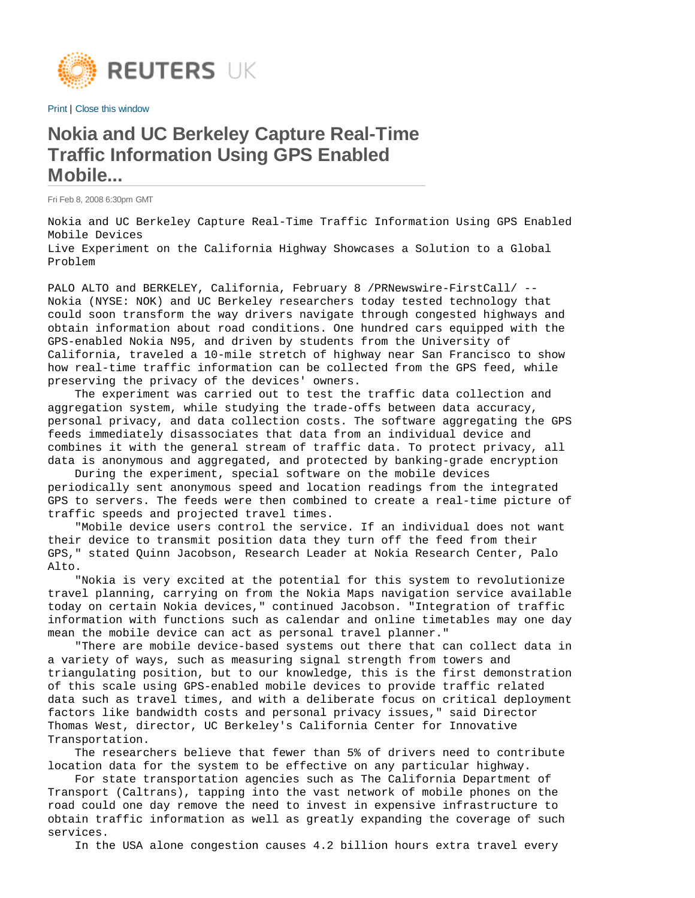REUTERS UK

Print | Close this window

# Nokia and UC Berkeley Capture Real-Time Traffic Information Using GPS Enabled Mobile...

Fri Feb 8, 2008 6:30pm GMT

Nokia and UC Berkeley Capture Real-Time Traffic Information Using GPS Enabled Mobile Devices
Live Experiment on the California Highway Showcases a Solution to a Global Problem

PALO ALTO and BERKELEY, California, February 8 /PRNewswire-FirstCall/ -- Nokia (NYSE: NOK) and UC Berkeley researchers today tested technology that could soon transform the way drivers navigate through congested highways and obtain information about road conditions. One hundred cars equipped with the GPS-enabled Nokia N95, and driven by students from the University of California, traveled a 10-mile stretch of highway near San Francisco to show how real-time traffic information can be collected from the GPS feed, while preserving the privacy of the devices' owners.

The experiment was carried out to test the traffic data collection and aggregation system, while studying the trade-offs between data accuracy, personal privacy, and data collection costs. The software aggregating the GPS feeds immediately disassociates that data from an individual device and combines it with the general stream of traffic data. To protect privacy, all data is anonymous and aggregated, and protected by banking-grade encryption

During the experiment, special software on the mobile devices periodically sent anonymous speed and location readings from the integrated GPS to servers. The feeds were then combined to create a real-time picture of traffic speeds and projected travel times.

"Mobile device users control the service. If an individual does not want their device to transmit position data they turn off the feed from their GPS," stated Quinn Jacobson, Research Leader at Nokia Research Center, Palo Alto.

"Nokia is very excited at the potential for this system to revolutionize travel planning, carrying on from the Nokia Maps navigation service available today on certain Nokia devices," continued Jacobson. "Integration of traffic information with functions such as calendar and online timetables may one day mean the mobile device can act as personal travel planner."

"There are mobile device-based systems out there that can collect data in a variety of ways, such as measuring signal strength from towers and triangulating position, but to our knowledge, this is the first demonstration of this scale using GPS-enabled mobile devices to provide traffic related data such as travel times, and with a deliberate focus on critical deployment factors like bandwidth costs and personal privacy issues," said Director Thomas West, director, UC Berkeley's California Center for Innovative Transportation.

The researchers believe that fewer than 5% of drivers need to contribute location data for the system to be effective on any particular highway.

For state transportation agencies such as The California Department of Transport (Caltrans), tapping into the vast network of mobile phones on the road could one day remove the need to invest in expensive infrastructure to obtain traffic information as well as greatly expanding the coverage of such services.

In the USA alone congestion causes 4.2 billion hours extra travel every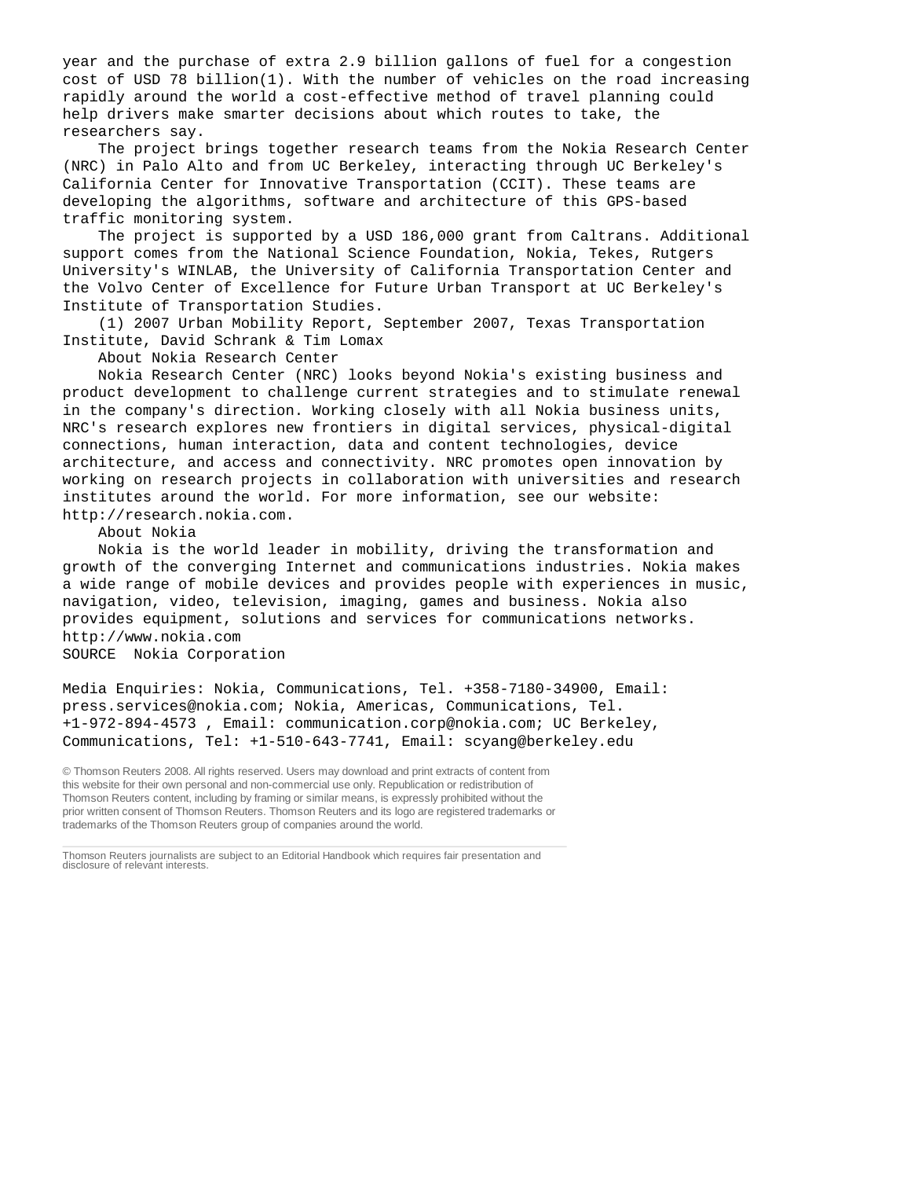year and the purchase of extra 2.9 billion gallons of fuel for a congestion cost of USD 78 billion(1). With the number of vehicles on the road increasing rapidly around the world a cost-effective method of travel planning could help drivers make smarter decisions about which routes to take, the researchers say.

The project brings together research teams from the Nokia Research Center (NRC) in Palo Alto and from UC Berkeley, interacting through UC Berkeley's California Center for Innovative Transportation (CCIT). These teams are developing the algorithms, software and architecture of this GPS-based traffic monitoring system.

The project is supported by a USD 186,000 grant from Caltrans. Additional support comes from the National Science Foundation, Nokia, Tekes, Rutgers University's WINLAB, the University of California Transportation Center and the Volvo Center of Excellence for Future Urban Transport at UC Berkeley's Institute of Transportation Studies.

(1) 2007 Urban Mobility Report, September 2007, Texas Transportation Institute, David Schrank & Tim Lomax

About Nokia Research Center

Nokia Research Center (NRC) looks beyond Nokia's existing business and product development to challenge current strategies and to stimulate renewal in the company's direction. Working closely with all Nokia business units, NRC's research explores new frontiers in digital services, physical-digital connections, human interaction, data and content technologies, device architecture, and access and connectivity. NRC promotes open innovation by working on research projects in collaboration with universities and research institutes around the world. For more information, see our website: http://research.nokia.com.

About Nokia

Nokia is the world leader in mobility, driving the transformation and growth of the converging Internet and communications industries. Nokia makes a wide range of mobile devices and provides people with experiences in music, navigation, video, television, imaging, games and business. Nokia also provides equipment, solutions and services for communications networks. http://www.nokia.com

SOURCE Nokia Corporation

Media Enquiries: Nokia, Communications, Tel. +358-7180-34900, Email: press.services@nokia.com; Nokia, Americas, Communications, Tel. +1-972-894-4573 , Email: communication.corp@nokia.com; UC Berkeley, Communications, Tel: +1-510-643-7741, Email: scyang@berkeley.edu

© Thomson Reuters 2008. All rights reserved. Users may download and print extracts of content from this website for their own personal and non-commercial use only. Republication or redistribution of Thomson Reuters content, including by framing or similar means, is expressly prohibited without the prior written consent of Thomson Reuters. Thomson Reuters and its logo are registered trademarks or trademarks of the Thomson Reuters group of companies around the world.

Thomson Reuters journalists are subject to an Editorial Handbook which requires fair presentation and disclosure of relevant interests.